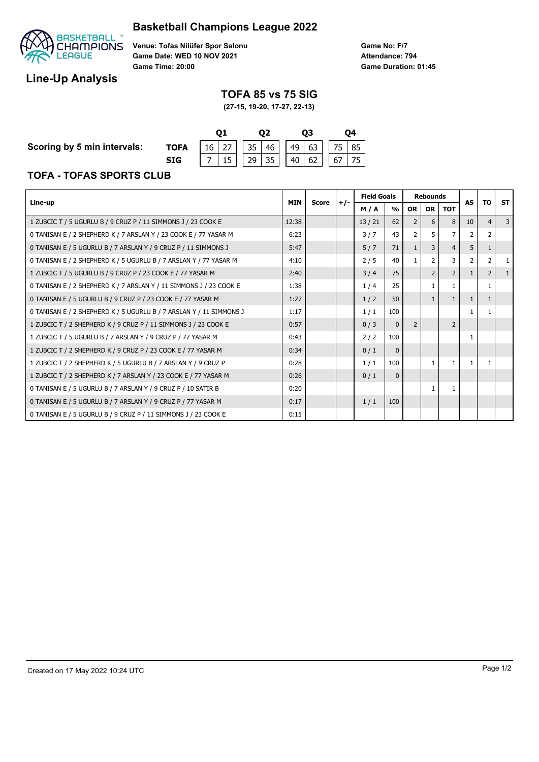## Basketball Champions League 2022

**Venue: Tofas Nilüfer Spor Salonu**
**Game Date: WED 10 NOV 2021**
**Game Time: 20:00**

**Game No: F/7**
**Attendance: 794**
**Game Duration: 01:45**

# Line-Up Analysis

## TOFA 85 vs 75 SIG

**(27-15, 19-20, 17-27, 22-13)**

**Scoring by 5 min intervals:**

| | Q1 | | Q2 | | Q3 | | Q4 | |
|---|---|---|---|---|---|---|---|---|
| **TOFA** | 16 | 27 | 35 | 46 | 49 | 63 | 75 | 85 |
| **SIG** | 7 | 15 | 29 | 35 | 40 | 62 | 67 | 75 |

### TOFA - TOFAS SPORTS CLUB

| Line-up | MIN | Score | +/- | Field Goals | | Rebounds | | | AS | TO | ST |
|---|---|---|---|---|---|---|---|---|---|---|---|
| | | | | M / A | % | OR | DR | TOT | | | |
| 1 ZUBCIC T / 5 UGURLU B / 9 CRUZ P / 11 SIMMONS J / 23 COOK E | 12:38 | | | 13 / 21 | 62 | 2 | 6 | 8 | 10 | 4 | 3 |
| 0 TANISAN E / 2 SHEPHERD K / 7 ARSLAN Y / 23 COOK E / 77 YASAR M | 6:23 | | | 3 / 7 | 43 | 2 | 5 | 7 | 2 | 2 | |
| 0 TANISAN E / 5 UGURLU B / 7 ARSLAN Y / 9 CRUZ P / 11 SIMMONS J | 5:47 | | | 5 / 7 | 71 | 1 | 3 | 4 | 5 | 1 | |
| 0 TANISAN E / 2 SHEPHERD K / 5 UGURLU B / 7 ARSLAN Y / 77 YASAR M | 4:10 | | | 2 / 5 | 40 | 1 | 2 | 3 | 2 | 2 | 1 |
| 1 ZUBCIC T / 5 UGURLU B / 9 CRUZ P / 23 COOK E / 77 YASAR M | 2:40 | | | 3 / 4 | 75 | | 2 | 2 | 1 | 2 | 1 |
| 0 TANISAN E / 2 SHEPHERD K / 7 ARSLAN Y / 11 SIMMONS J / 23 COOK E | 1:38 | | | 1 / 4 | 25 | | 1 | 1 | | 1 | |
| 0 TANISAN E / 5 UGURLU B / 9 CRUZ P / 23 COOK E / 77 YASAR M | 1:27 | | | 1 / 2 | 50 | | 1 | 1 | 1 | 1 | |
| 0 TANISAN E / 2 SHEPHERD K / 5 UGURLU B / 7 ARSLAN Y / 11 SIMMONS J | 1:17 | | | 1 / 1 | 100 | | | | 1 | 1 | |
| 1 ZUBCIC T / 2 SHEPHERD K / 9 CRUZ P / 11 SIMMONS J / 23 COOK E | 0:57 | | | 0 / 3 | 0 | 2 | | 2 | | | |
| 1 ZUBCIC T / 5 UGURLU B / 7 ARSLAN Y / 9 CRUZ P / 77 YASAR M | 0:43 | | | 2 / 2 | 100 | | | | 1 | | |
| 1 ZUBCIC T / 2 SHEPHERD K / 9 CRUZ P / 23 COOK E / 77 YASAR M | 0:34 | | | 0 / 1 | 0 | | | | | | |
| 1 ZUBCIC T / 2 SHEPHERD K / 5 UGURLU B / 7 ARSLAN Y / 9 CRUZ P | 0:28 | | | 1 / 1 | 100 | | 1 | 1 | 1 | 1 | |
| 1 ZUBCIC T / 2 SHEPHERD K / 7 ARSLAN Y / 23 COOK E / 77 YASAR M | 0:26 | | | 0 / 1 | 0 | | | | | | |
| 0 TANISAN E / 5 UGURLU B / 7 ARSLAN Y / 9 CRUZ P / 10 SATIR B | 0:20 | | | | | | 1 | 1 | | | |
| 0 TANISAN E / 5 UGURLU B / 7 ARSLAN Y / 9 CRUZ P / 77 YASAR M | 0:17 | | | 1 / 1 | 100 | | | | | | |
| 0 TANISAN E / 5 UGURLU B / 9 CRUZ P / 11 SIMMONS J / 23 COOK E | 0:15 | | | | | | | | | | |

Created on 17 May 2022 10:24 UTC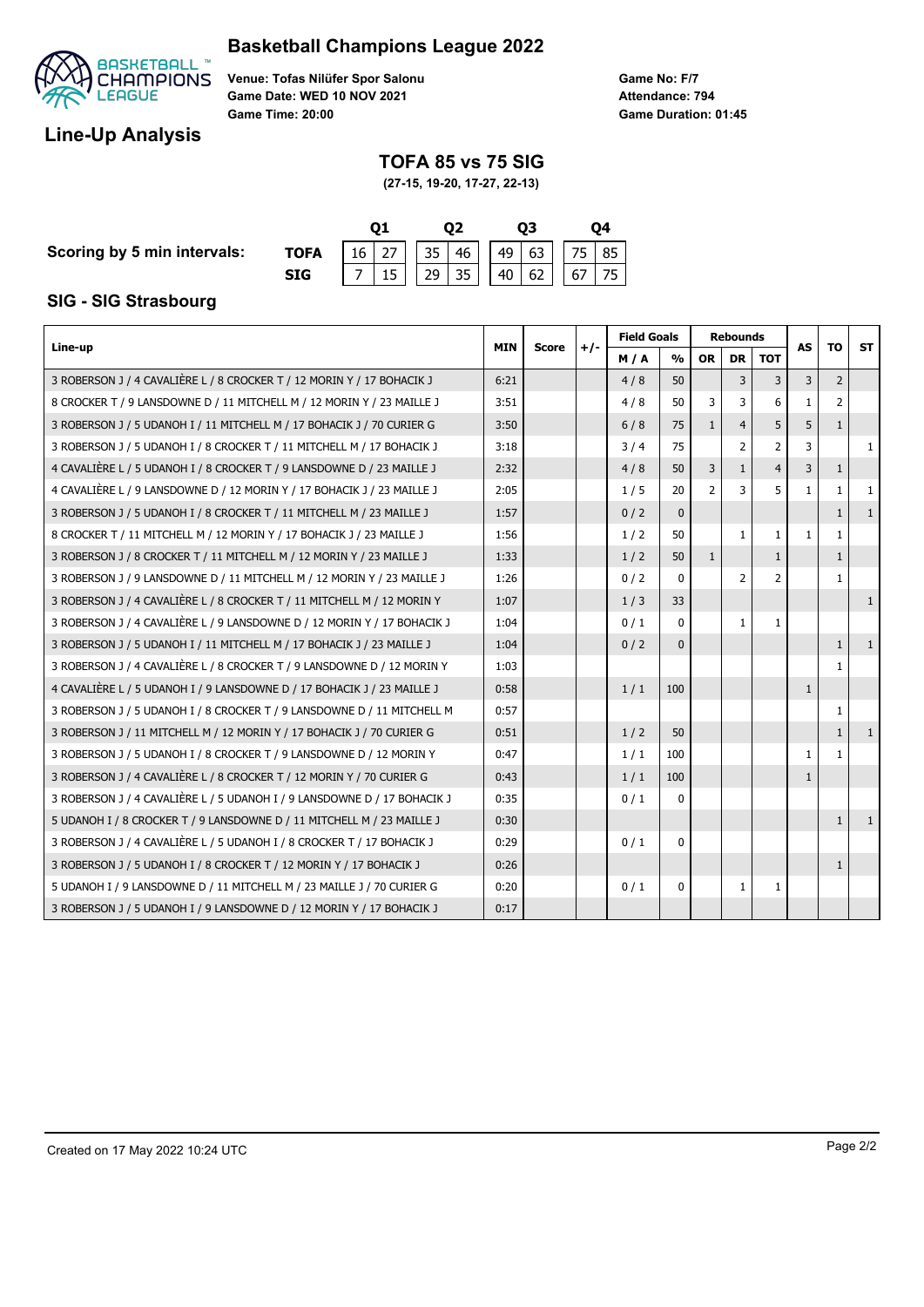# Basketball Champions League 2022

**Venue: Tofas Nilüfer Spor Salonu**
**Game Date: WED 10 NOV 2021**
**Game Time: 20:00**

**Game No: F/7**
**Attendance: 794**
**Game Duration: 01:45**

## Line-Up Analysis

### TOFA 85 vs 75 SIG

**(27-15, 19-20, 17-27, 22-13)**

**Scoring by 5 min intervals:**

| | Q1 | | Q2 | | Q3 | | Q4 | |
|---|---|---|---|---|---|---|---|---|
| **TOFA** | 16 | 27 | 35 | 46 | 49 | 63 | 75 | 85 |
| **SIG** | 7 | 15 | 29 | 35 | 40 | 62 | 67 | 75 |

### SIG - SIG Strasbourg

| Line-up | MIN | Score | +/- | Field Goals | | Rebounds | | | AS | TO | ST |
|---|---|---|---|---|---|---|---|---|---|---|---|
| | | | | M / A | % | OR | DR | TOT | | | |
| 3 ROBERSON J / 4 CAVALIÈRE L / 8 CROCKER T / 12 MORIN Y / 17 BOHACIK J | 6:21 | | | 4 / 8 | 50 | | 3 | 3 | 3 | 2 | |
| 8 CROCKER T / 9 LANSDOWNE D / 11 MITCHELL M / 12 MORIN Y / 23 MAILLE J | 3:51 | | | 4 / 8 | 50 | 3 | 3 | 6 | 1 | 2 | |
| 3 ROBERSON J / 5 UDANOH I / 11 MITCHELL M / 17 BOHACIK J / 70 CURIER G | 3:50 | | | 6 / 8 | 75 | 1 | 4 | 5 | 5 | 1 | |
| 3 ROBERSON J / 5 UDANOH I / 8 CROCKER T / 11 MITCHELL M / 17 BOHACIK J | 3:18 | | | 3 / 4 | 75 | | 2 | 2 | 3 | | 1 |
| 4 CAVALIÈRE L / 5 UDANOH I / 8 CROCKER T / 9 LANSDOWNE D / 23 MAILLE J | 2:32 | | | 4 / 8 | 50 | 3 | 1 | 4 | 3 | 1 | |
| 4 CAVALIÈRE L / 9 LANSDOWNE D / 12 MORIN Y / 17 BOHACIK J / 23 MAILLE J | 2:05 | | | 1 / 5 | 20 | 2 | 3 | 5 | 1 | 1 | 1 |
| 3 ROBERSON J / 5 UDANOH I / 8 CROCKER T / 11 MITCHELL M / 23 MAILLE J | 1:57 | | | 0 / 2 | 0 | | | | | 1 | 1 |
| 8 CROCKER T / 11 MITCHELL M / 12 MORIN Y / 17 BOHACIK J / 23 MAILLE J | 1:56 | | | 1 / 2 | 50 | | 1 | 1 | 1 | 1 | |
| 3 ROBERSON J / 8 CROCKER T / 11 MITCHELL M / 12 MORIN Y / 23 MAILLE J | 1:33 | | | 1 / 2 | 50 | 1 | | 1 | | 1 | |
| 3 ROBERSON J / 9 LANSDOWNE D / 11 MITCHELL M / 12 MORIN Y / 23 MAILLE J | 1:26 | | | 0 / 2 | 0 | | 2 | 2 | | 1 | |
| 3 ROBERSON J / 4 CAVALIÈRE L / 8 CROCKER T / 11 MITCHELL M / 12 MORIN Y | 1:07 | | | 1 / 3 | 33 | | | | | | 1 |
| 3 ROBERSON J / 4 CAVALIÈRE L / 9 LANSDOWNE D / 12 MORIN Y / 17 BOHACIK J | 1:04 | | | 0 / 1 | 0 | | 1 | 1 | | | |
| 3 ROBERSON J / 5 UDANOH I / 11 MITCHELL M / 17 BOHACIK J / 23 MAILLE J | 1:04 | | | 0 / 2 | 0 | | | | | 1 | 1 |
| 3 ROBERSON J / 4 CAVALIÈRE L / 8 CROCKER T / 9 LANSDOWNE D / 12 MORIN Y | 1:03 | | | | | | | | | 1 | |
| 4 CAVALIÈRE L / 5 UDANOH I / 9 LANSDOWNE D / 17 BOHACIK J / 23 MAILLE J | 0:58 | | | 1 / 1 | 100 | | | | 1 | | |
| 3 ROBERSON J / 5 UDANOH I / 8 CROCKER T / 9 LANSDOWNE D / 11 MITCHELL M | 0:57 | | | | | | | | | 1 | |
| 3 ROBERSON J / 11 MITCHELL M / 12 MORIN Y / 17 BOHACIK J / 70 CURIER G | 0:51 | | | 1 / 2 | 50 | | | | | 1 | 1 |
| 3 ROBERSON J / 5 UDANOH I / 8 CROCKER T / 9 LANSDOWNE D / 12 MORIN Y | 0:47 | | | 1 / 1 | 100 | | | | 1 | 1 | |
| 3 ROBERSON J / 4 CAVALIÈRE L / 8 CROCKER T / 12 MORIN Y / 70 CURIER G | 0:43 | | | 1 / 1 | 100 | | | | 1 | | |
| 3 ROBERSON J / 4 CAVALIÈRE L / 5 UDANOH I / 9 LANSDOWNE D / 17 BOHACIK J | 0:35 | | | 0 / 1 | 0 | | | | | | |
| 5 UDANOH I / 8 CROCKER T / 9 LANSDOWNE D / 11 MITCHELL M / 23 MAILLE J | 0:30 | | | | | | | | | 1 | 1 |
| 3 ROBERSON J / 4 CAVALIÈRE L / 5 UDANOH I / 8 CROCKER T / 17 BOHACIK J | 0:29 | | | 0 / 1 | 0 | | | | | | |
| 3 ROBERSON J / 5 UDANOH I / 8 CROCKER T / 12 MORIN Y / 17 BOHACIK J | 0:26 | | | | | | | | | 1 | |
| 5 UDANOH I / 9 LANSDOWNE D / 11 MITCHELL M / 23 MAILLE J / 70 CURIER G | 0:20 | | | 0 / 1 | 0 | | 1 | 1 | | | |
| 3 ROBERSON J / 5 UDANOH I / 9 LANSDOWNE D / 12 MORIN Y / 17 BOHACIK J | 0:17 | | | | | | | | | | |

Created on 17 May 2022 10:24 UTC